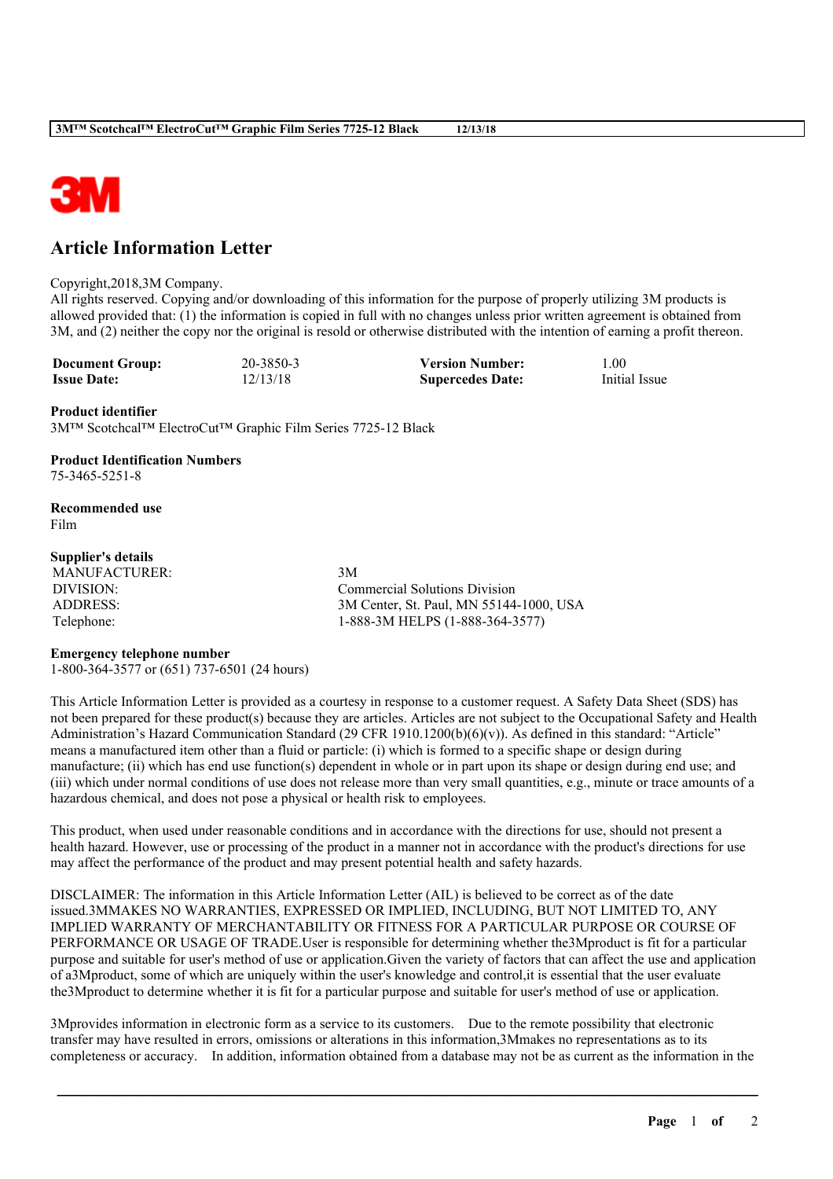# Article Information Letter

Copyright,2018,3M Company.
All rights reserved. Copying and/or downloading of this information for the purpose of properly utilizing 3M products is allowed provided that: (1) the information is copied in full with no changes unless prior written agreement is obtained from 3M, and (2) neither the copy nor the original is resold or otherwise distributed with the intention of earning a profit thereon.

| **Document Group:** | 20-3850-3 | **Version Number:** | 1.00 |
|---|---|---|---|
| **Issue Date:** | 12/13/18 | **Supercedes Date:** | Initial Issue |

**Product identifier**
3M™ Scotchcal™ ElectroCut™ Graphic Film Series 7725-12 Black

**Product Identification Numbers**
75-3465-5251-8

**Recommended use**
Film

**Supplier's details**

| | |
|---|---|
| MANUFACTURER: | 3M |
| DIVISION: | Commercial Solutions Division |
| ADDRESS: | 3M Center, St. Paul, MN 55144-1000, USA |
| Telephone: | 1-888-3M HELPS (1-888-364-3577) |

**Emergency telephone number**
1-800-364-3577 or (651) 737-6501 (24 hours)

This Article Information Letter is provided as a courtesy in response to a customer request. A Safety Data Sheet (SDS) has not been prepared for these product(s) because they are articles. Articles are not subject to the Occupational Safety and Health Administration's Hazard Communication Standard (29 CFR 1910.1200(b)(6)(v)). As defined in this standard: "Article" means a manufactured item other than a fluid or particle: (i) which is formed to a specific shape or design during manufacture; (ii) which has end use function(s) dependent in whole or in part upon its shape or design during end use; and (iii) which under normal conditions of use does not release more than very small quantities, e.g., minute or trace amounts of a hazardous chemical, and does not pose a physical or health risk to employees.

This product, when used under reasonable conditions and in accordance with the directions for use, should not present a health hazard. However, use or processing of the product in a manner not in accordance with the product's directions for use may affect the performance of the product and may present potential health and safety hazards.

DISCLAIMER: The information in this Article Information Letter (AIL) is believed to be correct as of the date issued.3MMAKES NO WARRANTIES, EXPRESSED OR IMPLIED, INCLUDING, BUT NOT LIMITED TO, ANY IMPLIED WARRANTY OF MERCHANTABILITY OR FITNESS FOR A PARTICULAR PURPOSE OR COURSE OF PERFORMANCE OR USAGE OF TRADE.User is responsible for determining whether the3Mproduct is fit for a particular purpose and suitable for user's method of use or application.Given the variety of factors that can affect the use and application of a3Mproduct, some of which are uniquely within the user's knowledge and control,it is essential that the user evaluate the3Mproduct to determine whether it is fit for a particular purpose and suitable for user's method of use or application.

3Mprovides information in electronic form as a service to its customers. Due to the remote possibility that electronic transfer may have resulted in errors, omissions or alterations in this information,3Mmakes no representations as to its completeness or accuracy. In addition, information obtained from a database may not be as current as the information in the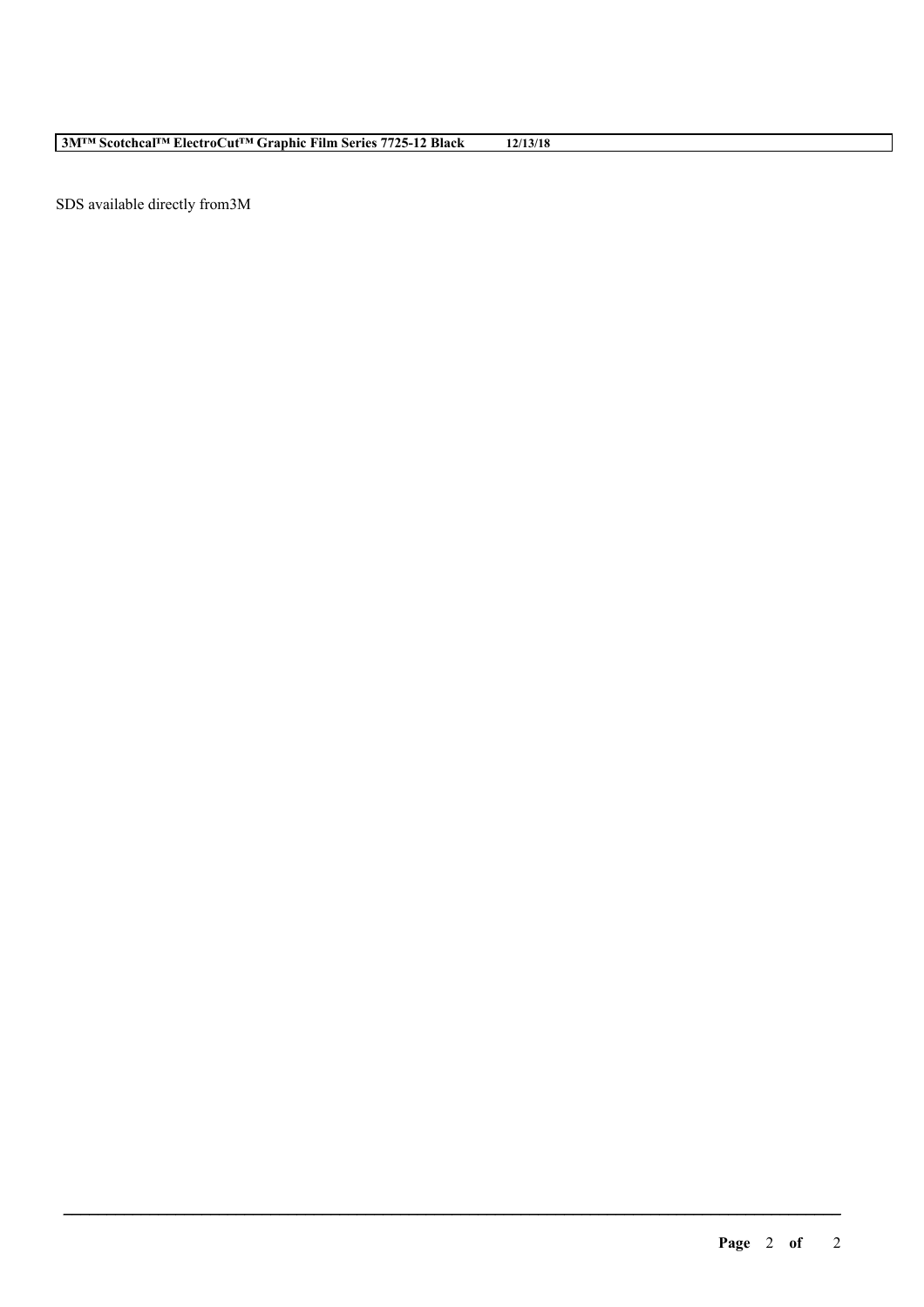SDS available directly from3M